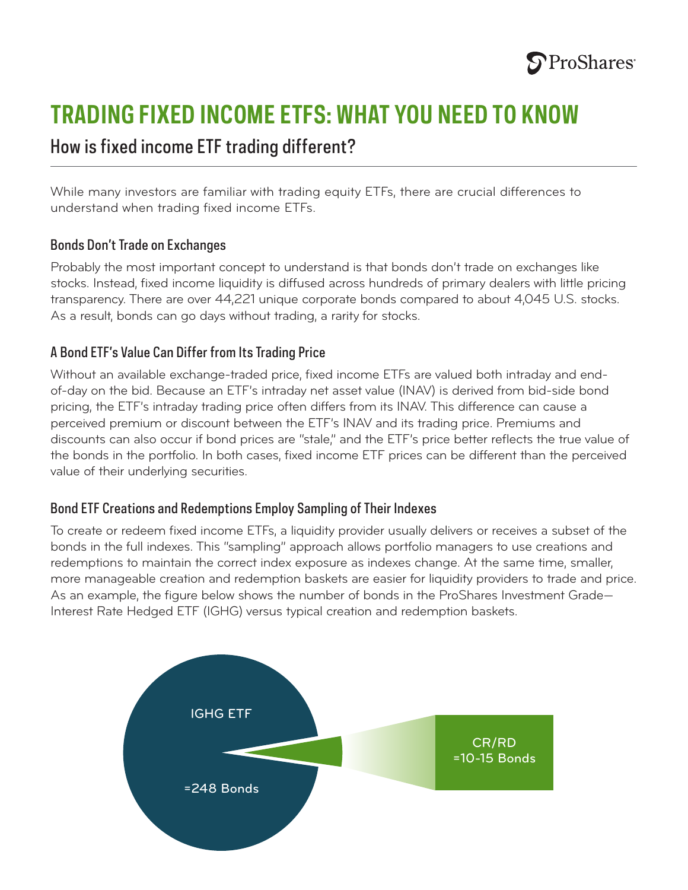# TRADING FIXED INCOME ETFS: WHAT YOU NEED TO KNOW

## How is fixed income ETF trading different?

While many investors are familiar with trading equity ETFs, there are crucial differences to understand when trading fixed income ETFs.

### Bonds Don't Trade on Exchanges

Probably the most important concept to understand is that bonds don't trade on exchanges like stocks. Instead, fixed income liquidity is diffused across hundreds of primary dealers with little pricing transparency. There are over 44,221 unique corporate bonds compared to about 4,045 U.S. stocks. As a result, bonds can go days without trading, a rarity for stocks.

### A Bond ETF's Value Can Differ from Its Trading Price

Without an available exchange-traded price, fixed income ETFs are valued both intraday and end-of-day on the bid. Because an ETF's intraday net asset value (INAV) is derived from bid-side bond pricing, the ETF's intraday trading price often differs from its INAV. This difference can cause a perceived premium or discount between the ETF's INAV and its trading price. Premiums and discounts can also occur if bond prices are "stale," and the ETF's price better reflects the true value of the bonds in the portfolio. In both cases, fixed income ETF prices can be different than the perceived value of their underlying securities.

### Bond ETF Creations and Redemptions Employ Sampling of Their Indexes

To create or redeem fixed income ETFs, a liquidity provider usually delivers or receives a subset of the bonds in the full indexes. This "sampling" approach allows portfolio managers to use creations and redemptions to maintain the correct index exposure as indexes change. At the same time, smaller, more manageable creation and redemption baskets are easier for liquidity providers to trade and price. As an example, the figure below shows the number of bonds in the ProShares Investment Grade—Interest Rate Hedged ETF (IGHG) versus typical creation and redemption baskets.

IGHG ETF =248 Bonds

CR/RD =10-15 Bonds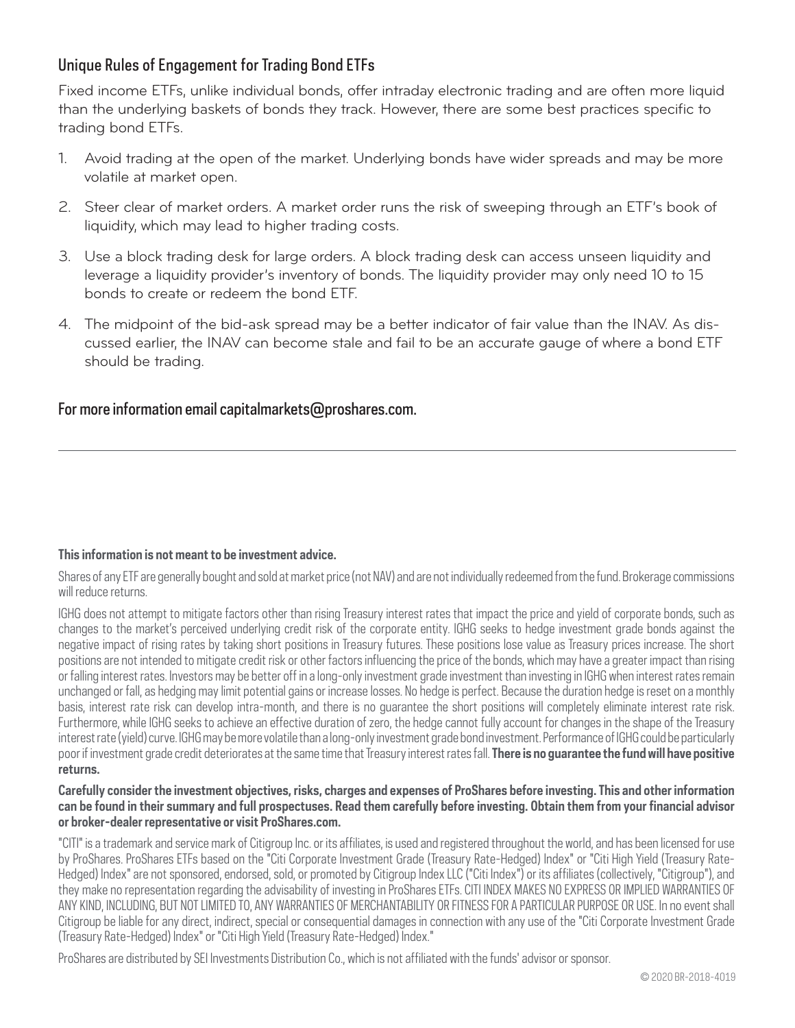## Unique Rules of Engagement for Trading Bond ETFs

Fixed income ETFs, unlike individual bonds, offer intraday electronic trading and are often more liquid than the underlying baskets of bonds they track. However, there are some best practices specific to trading bond ETFs.

1. Avoid trading at the open of the market. Underlying bonds have wider spreads and may be more volatile at market open.
2. Steer clear of market orders. A market order runs the risk of sweeping through an ETF's book of liquidity, which may lead to higher trading costs.
3. Use a block trading desk for large orders. A block trading desk can access unseen liquidity and leverage a liquidity provider's inventory of bonds. The liquidity provider may only need 10 to 15 bonds to create or redeem the bond ETF.
4. The midpoint of the bid-ask spread may be a better indicator of fair value than the INAV. As discussed earlier, the INAV can become stale and fail to be an accurate gauge of where a bond ETF should be trading.

**For more information email capitalmarkets@proshares.com.**

---

**This information is not meant to be investment advice.**

Shares of any ETF are generally bought and sold at market price (not NAV) and are not individually redeemed from the fund. Brokerage commissions will reduce returns.

IGHG does not attempt to mitigate factors other than rising Treasury interest rates that impact the price and yield of corporate bonds, such as changes to the market's perceived underlying credit risk of the corporate entity. IGHG seeks to hedge investment grade bonds against the negative impact of rising rates by taking short positions in Treasury futures. These positions lose value as Treasury prices increase. The short positions are not intended to mitigate credit risk or other factors influencing the price of the bonds, which may have a greater impact than rising or falling interest rates. Investors may be better off in a long-only investment grade investment than investing in IGHG when interest rates remain unchanged or fall, as hedging may limit potential gains or increase losses. No hedge is perfect. Because the duration hedge is reset on a monthly basis, interest rate risk can develop intra-month, and there is no guarantee the short positions will completely eliminate interest rate risk. Furthermore, while IGHG seeks to achieve an effective duration of zero, the hedge cannot fully account for changes in the shape of the Treasury interest rate (yield) curve. IGHG may be more volatile than a long-only investment grade bond investment. Performance of IGHG could be particularly poor if investment grade credit deteriorates at the same time that Treasury interest rates fall. **There is no guarantee the fund will have positive returns.**

**Carefully consider the investment objectives, risks, charges and expenses of ProShares before investing. This and other information can be found in their summary and full prospectuses. Read them carefully before investing. Obtain them from your financial advisor or broker-dealer representative or visit ProShares.com.**

"CITI" is a trademark and service mark of Citigroup Inc. or its affiliates, is used and registered throughout the world, and has been licensed for use by ProShares. ProShares ETFs based on the "Citi Corporate Investment Grade (Treasury Rate-Hedged) Index" or "Citi High Yield (Treasury Rate-Hedged) Index" are not sponsored, endorsed, sold, or promoted by Citigroup Index LLC ("Citi Index") or its affiliates (collectively, "Citigroup"), and they make no representation regarding the advisability of investing in ProShares ETFs. CITI INDEX MAKES NO EXPRESS OR IMPLIED WARRANTIES OF ANY KIND, INCLUDING, BUT NOT LIMITED TO, ANY WARRANTIES OF MERCHANTABILITY OR FITNESS FOR A PARTICULAR PURPOSE OR USE. In no event shall Citigroup be liable for any direct, indirect, special or consequential damages in connection with any use of the "Citi Corporate Investment Grade (Treasury Rate-Hedged) Index" or "Citi High Yield (Treasury Rate-Hedged) Index."

ProShares are distributed by SEI Investments Distribution Co., which is not affiliated with the funds' advisor or sponsor.

© 2020 BR-2018-4019